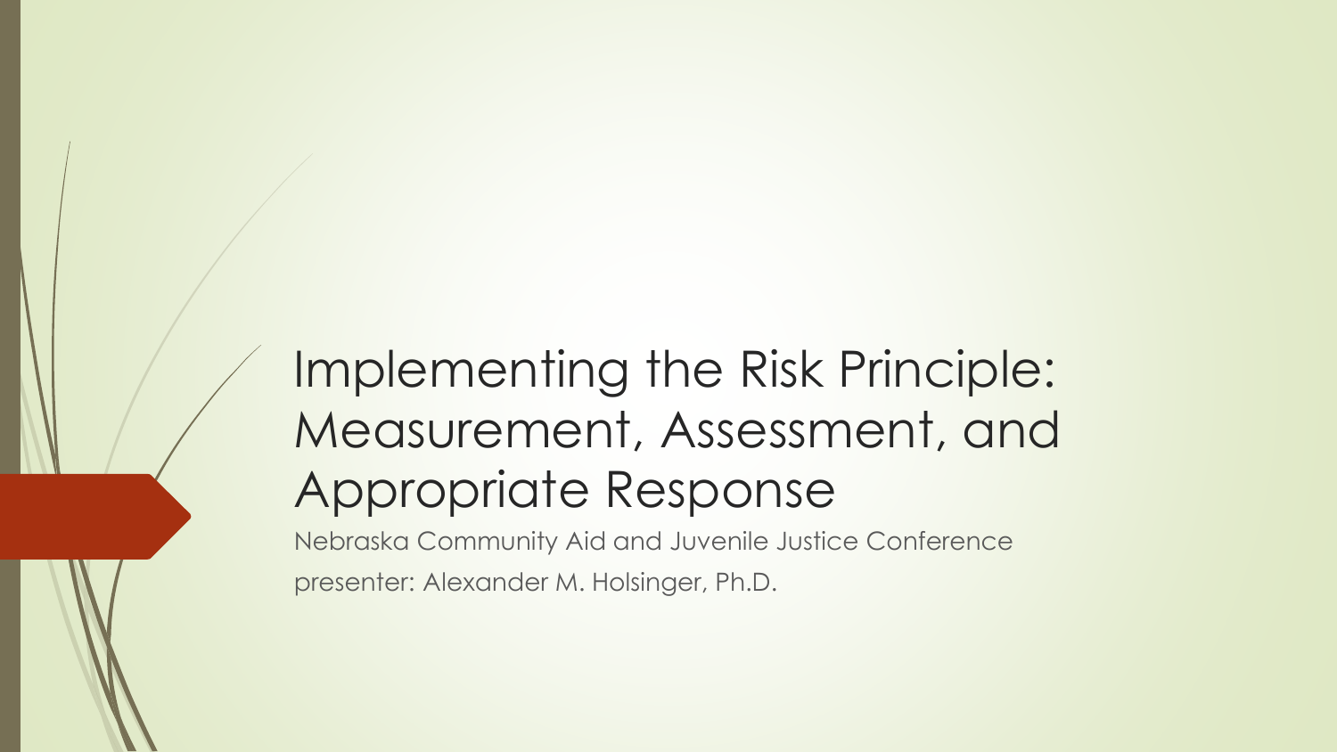# Implementing the Risk Principle: Measurement, Assessment, and Appropriate Response

Nebraska Community Aid and Juvenile Justice Conference

presenter: Alexander M. Holsinger, Ph.D.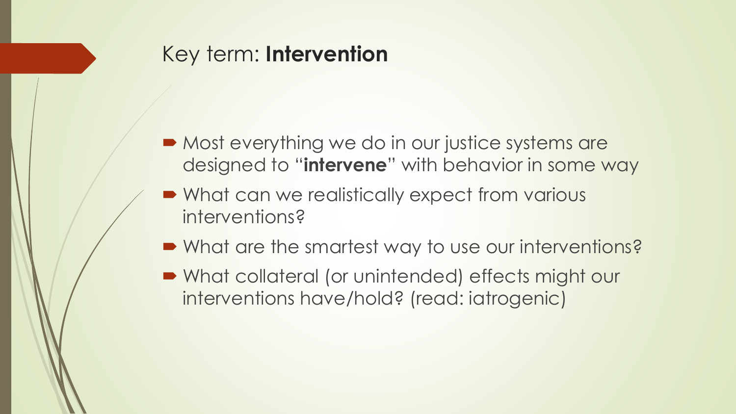# Key term: **Intervention**

- Most everything we do in our justice systems are designed to "**intervene**" with behavior in some way
- What can we realistically expect from various interventions?
- What are the smartest way to use our interventions?
- What collateral (or unintended) effects might our interventions have/hold? (read: iatrogenic)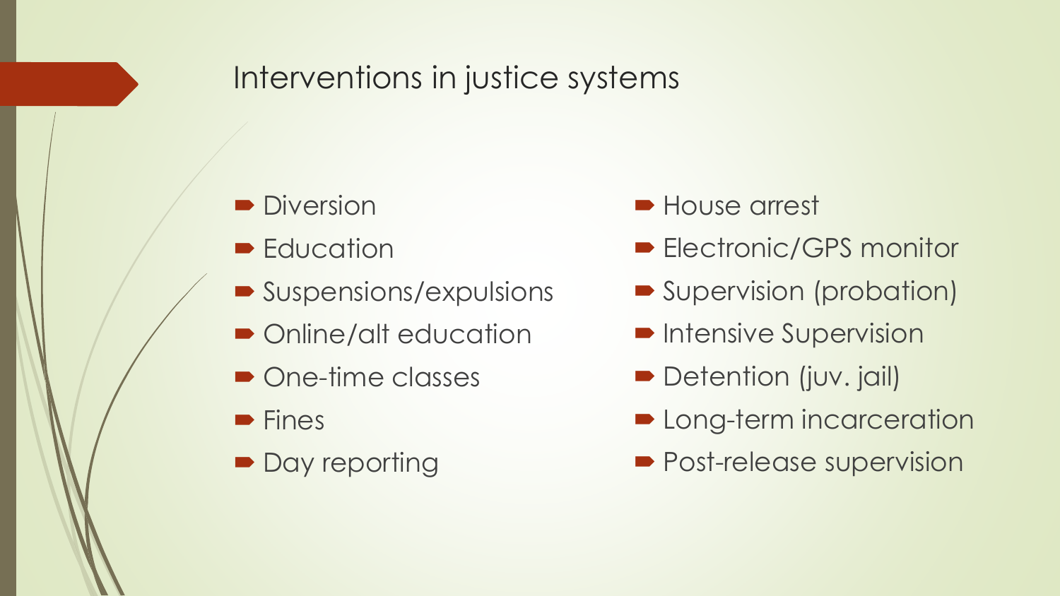# Interventions in justice systems

- Diversion
- Education
- Suspensions/expulsions
- Online/alt education
- One-time classes
- Fines
- Day reporting
- House arrest
- Electronic/GPS monitor
- Supervision (probation)
- Intensive Supervision
- Detention (juv. jail)
- Long-term incarceration
- Post-release supervision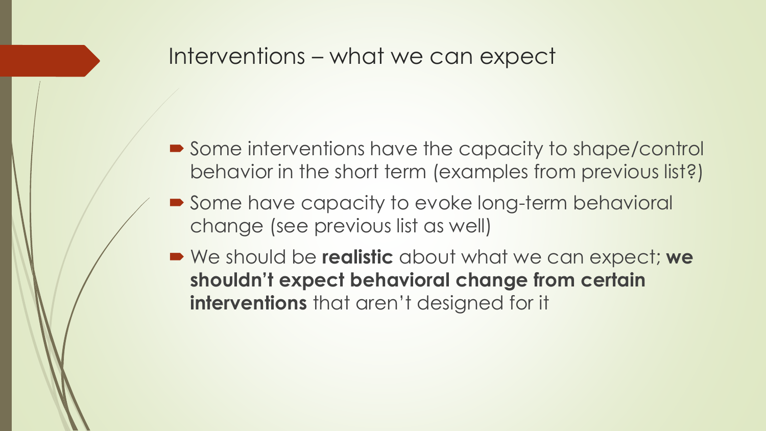# Interventions – what we can expect

- Some interventions have the capacity to shape/control behavior in the short term (examples from previous list?)
- Some have capacity to evoke long-term behavioral change (see previous list as well)
- We should be **realistic** about what we can expect; **we shouldn't expect behavioral change from certain interventions** that aren't designed for it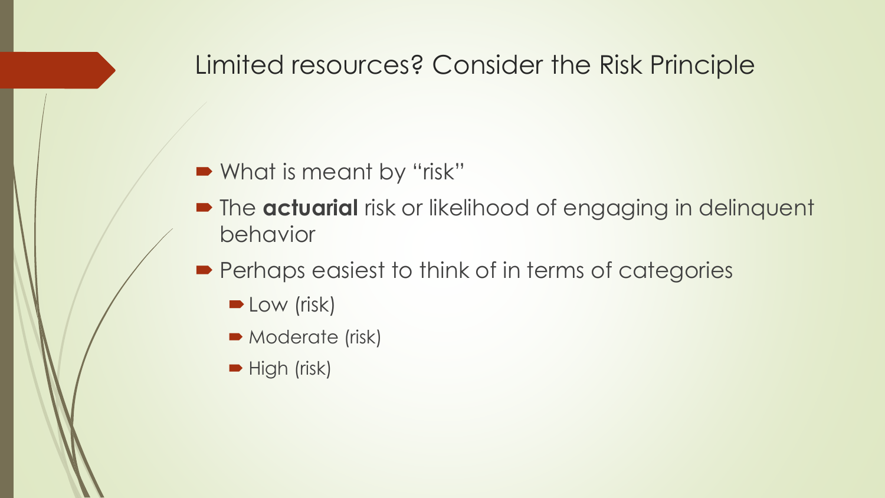# Limited resources? Consider the Risk Principle

- What is meant by "risk"
- The **actuarial** risk or likelihood of engaging in delinquent behavior
- Perhaps easiest to think of in terms of categories
  - Low (risk)
  - Moderate (risk)
  - High (risk)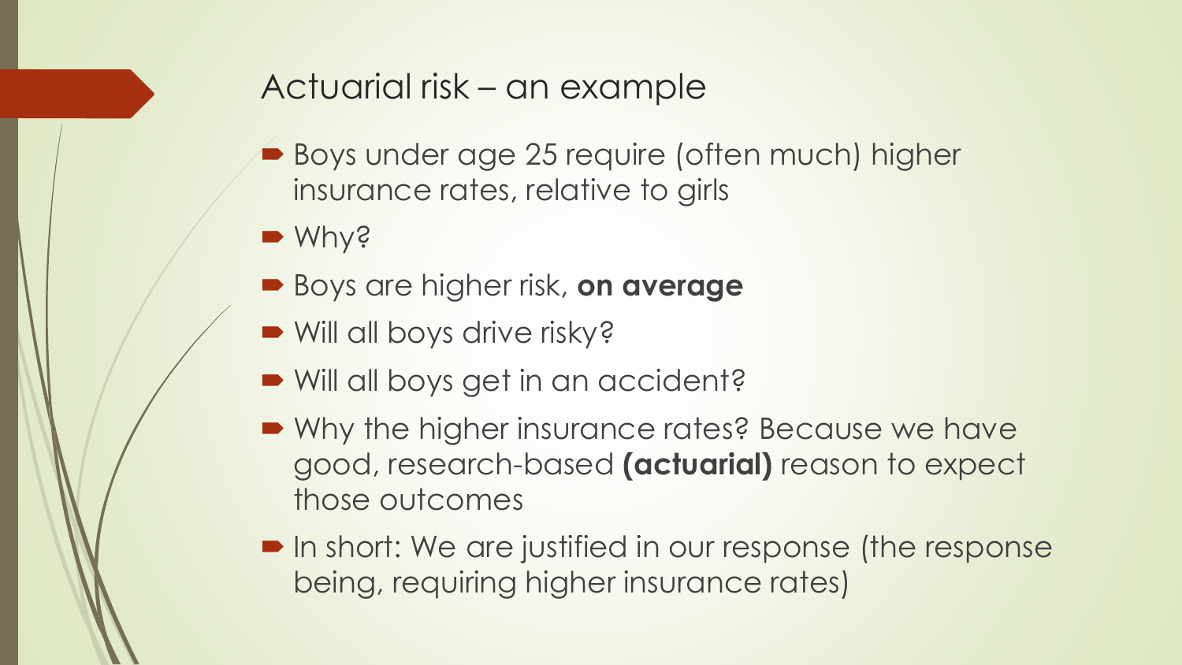## Actuarial risk – an example

- Boys under age 25 require (often much) higher insurance rates, relative to girls
- Why?
- Boys are higher risk, **on average**
- Will all boys drive risky?
- Will all boys get in an accident?
- Why the higher insurance rates? Because we have good, research-based **(actuarial)** reason to expect those outcomes
- In short: We are justified in our response (the response being, requiring higher insurance rates)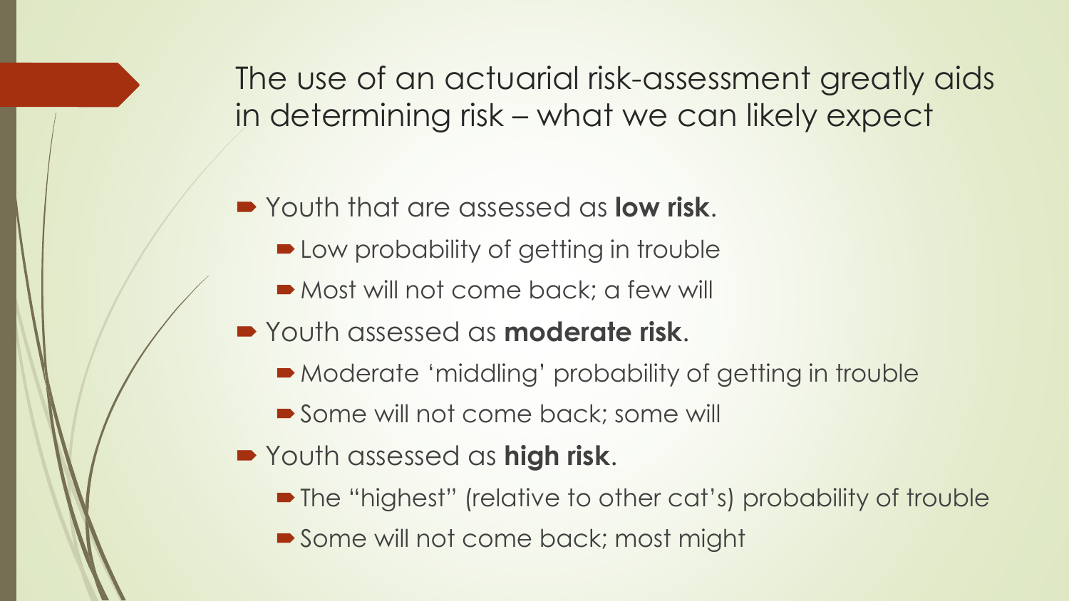# The use of an actuarial risk-assessment greatly aids in determining risk – what we can likely expect

- Youth that are assessed as **low risk**.
  - Low probability of getting in trouble
  - Most will not come back; a few will
- Youth assessed as **moderate risk**.
  - Moderate 'middling' probability of getting in trouble
  - Some will not come back; some will
- Youth assessed as **high risk**.
  - The "highest" (relative to other cat's) probability of trouble
  - Some will not come back; most might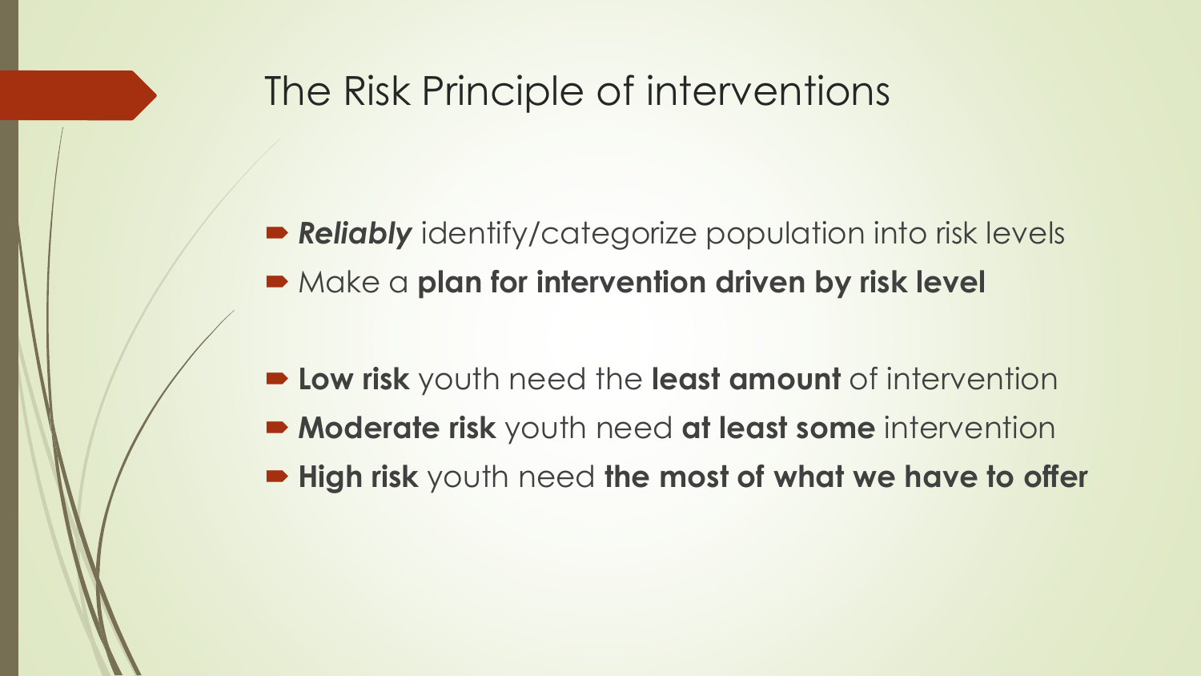# The Risk Principle of interventions

- ***Reliably*** identify/categorize population into risk levels
- Make a **plan for intervention driven by risk level**

- **Low risk** youth need the **least amount** of intervention
- **Moderate risk** youth need **at least some** intervention
- **High risk** youth need **the most of what we have to offer**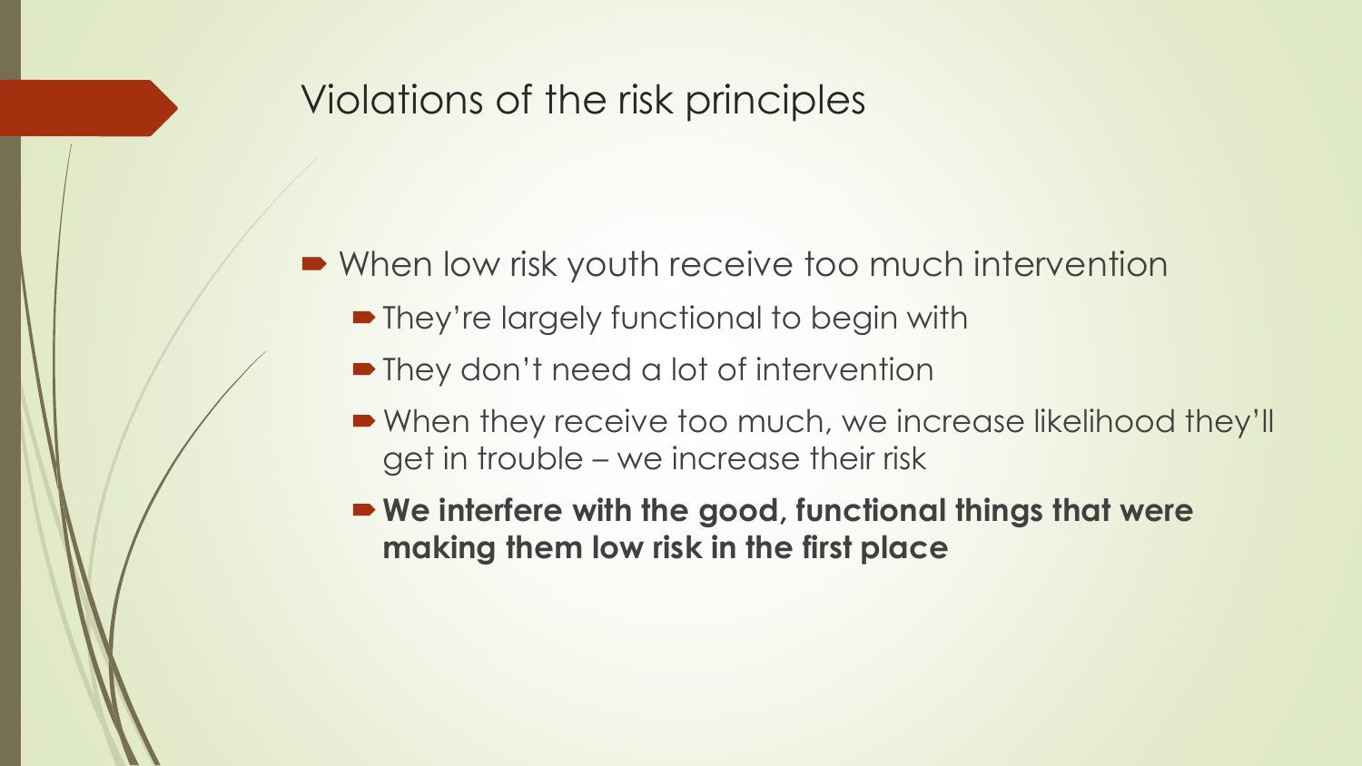# Violations of the risk principles

- When low risk youth receive too much intervention
  - They're largely functional to begin with
  - They don't need a lot of intervention
  - When they receive too much, we increase likelihood they'll get in trouble – we increase their risk
  - **We interfere with the good, functional things that were making them low risk in the first place**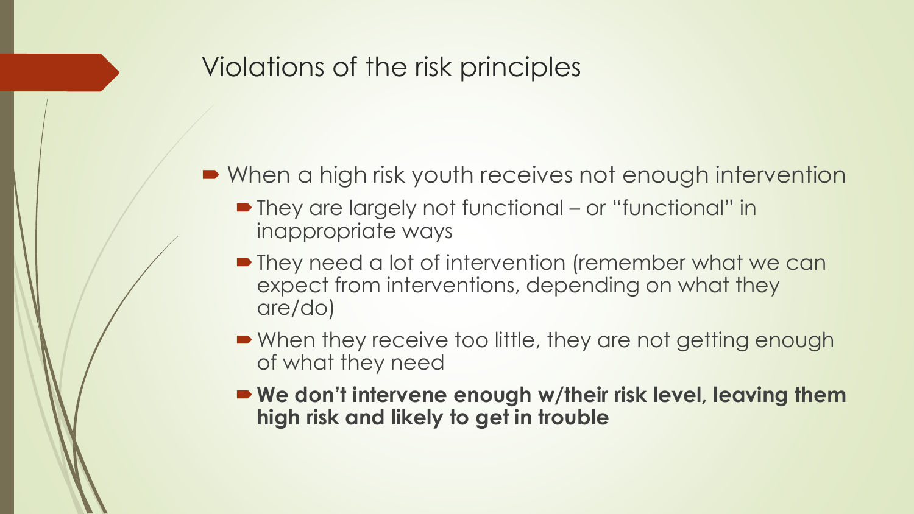## Violations of the risk principles

- When a high risk youth receives not enough intervention
  - They are largely not functional – or "functional" in inappropriate ways
  - They need a lot of intervention (remember what we can expect from interventions, depending on what they are/do)
  - When they receive too little, they are not getting enough of what they need
  - **We don't intervene enough w/their risk level, leaving them high risk and likely to get in trouble**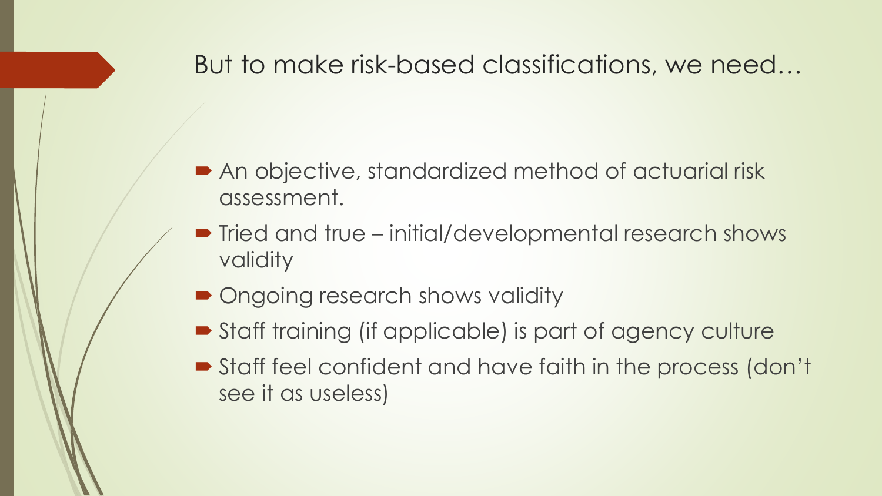# But to make risk-based classifications, we need…

- An objective, standardized method of actuarial risk assessment.
- Tried and true – initial/developmental research shows validity
- Ongoing research shows validity
- Staff training (if applicable) is part of agency culture
- Staff feel confident and have faith in the process (don't see it as useless)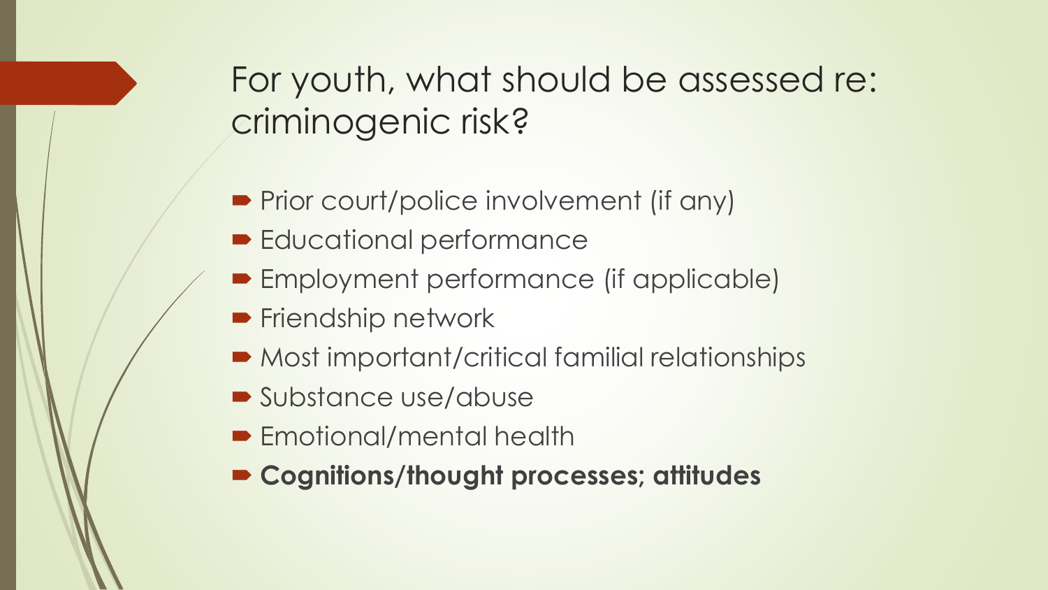# For youth, what should be assessed re: criminogenic risk?

- Prior court/police involvement (if any)
- Educational performance
- Employment performance (if applicable)
- Friendship network
- Most important/critical familial relationships
- Substance use/abuse
- Emotional/mental health
- **Cognitions/thought processes; attitudes**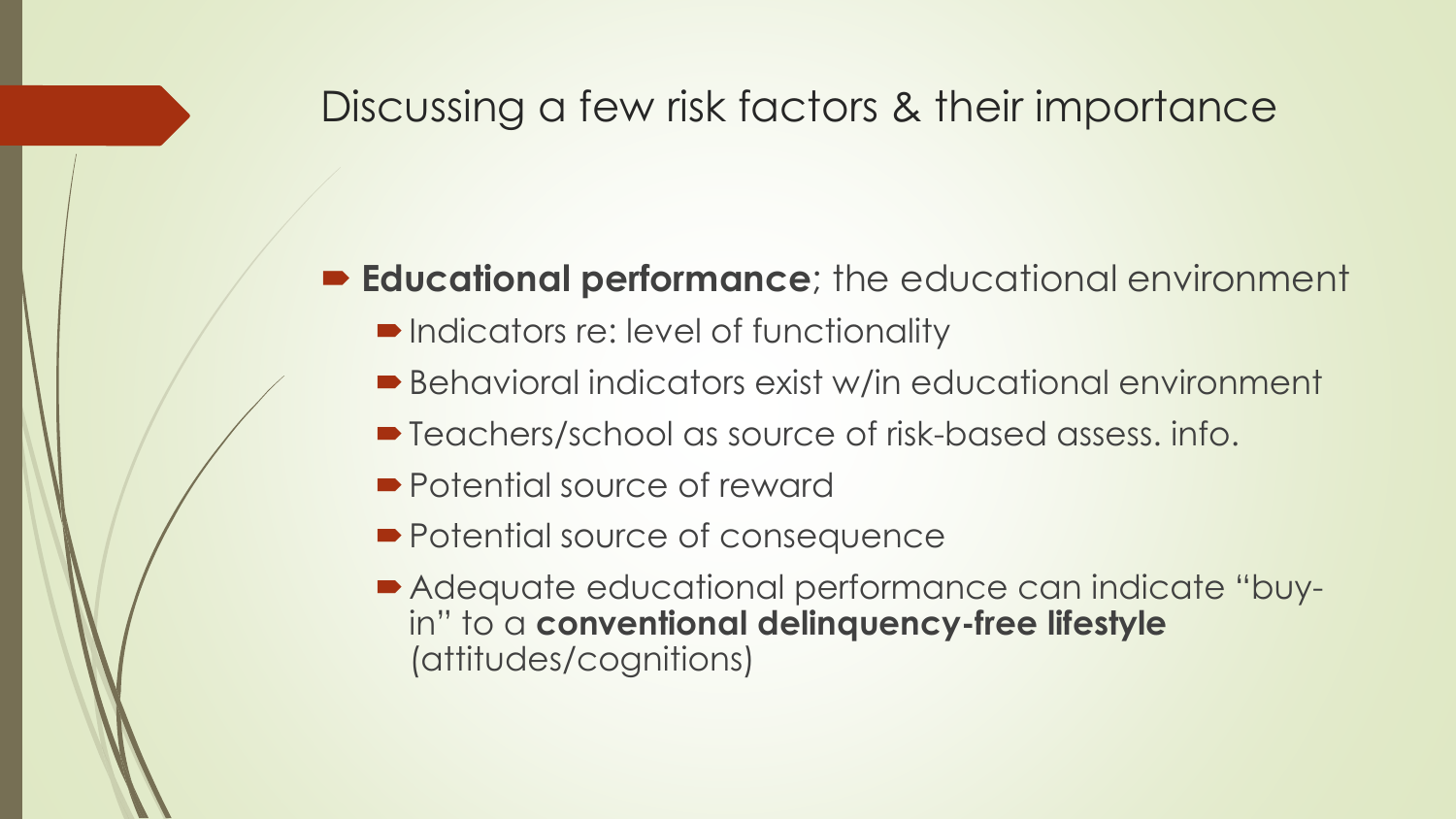# Discussing a few risk factors & their importance

- **Educational performance**; the educational environment
  - Indicators re: level of functionality
  - Behavioral indicators exist w/in educational environment
  - Teachers/school as source of risk-based assess. info.
  - Potential source of reward
  - Potential source of consequence
  - Adequate educational performance can indicate "buy-in" to a **conventional delinquency-free lifestyle** (attitudes/cognitions)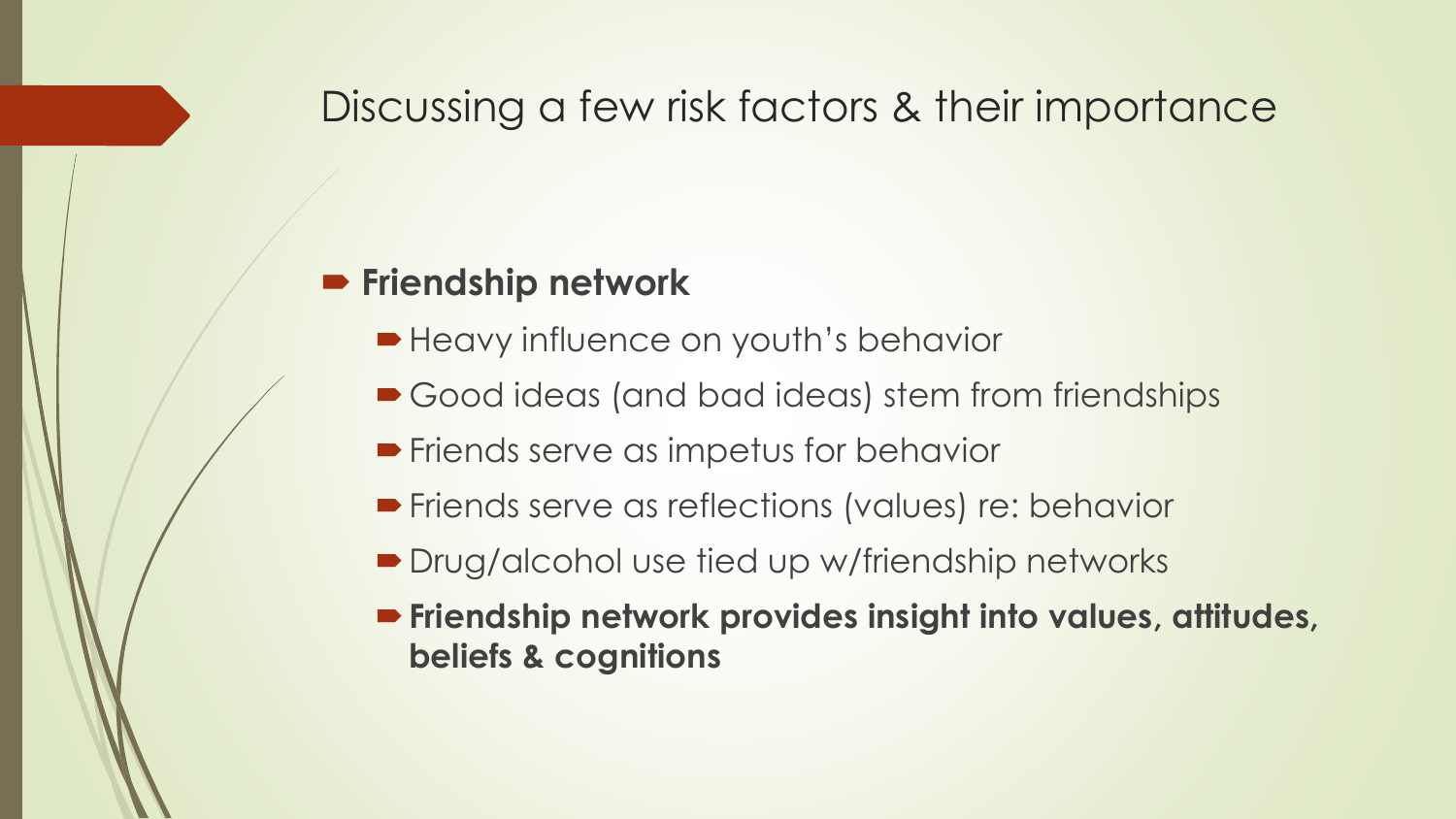# Discussing a few risk factors & their importance

- **Friendship network**
  - Heavy influence on youth's behavior
  - Good ideas (and bad ideas) stem from friendships
  - Friends serve as impetus for behavior
  - Friends serve as reflections (values) re: behavior
  - Drug/alcohol use tied up w/friendship networks
  - **Friendship network provides insight into values, attitudes, beliefs & cognitions**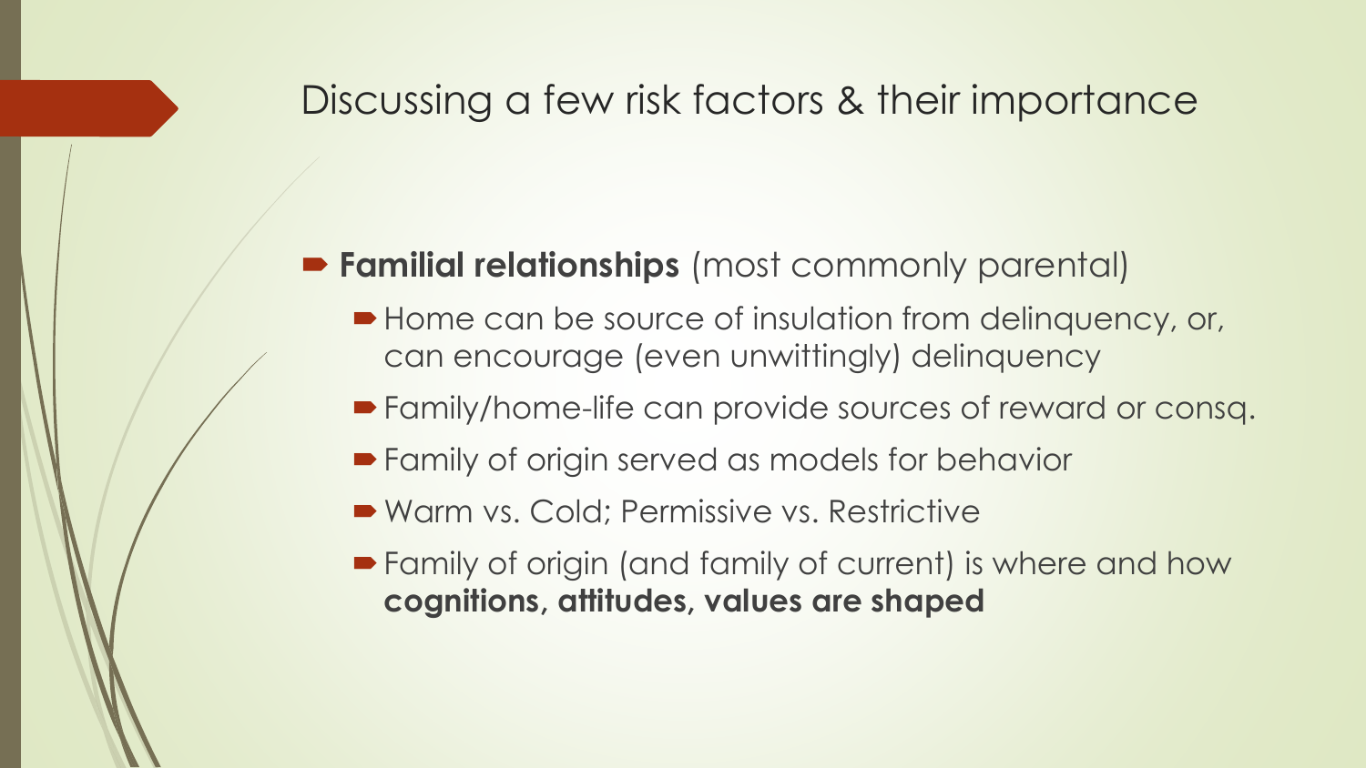# Discussing a few risk factors & their importance

- **Familial relationships** (most commonly parental)
  - Home can be source of insulation from delinquency, or, can encourage (even unwittingly) delinquency
  - Family/home-life can provide sources of reward or consq.
  - Family of origin served as models for behavior
  - Warm vs. Cold; Permissive vs. Restrictive
  - Family of origin (and family of current) is where and how **cognitions, attitudes, values are shaped**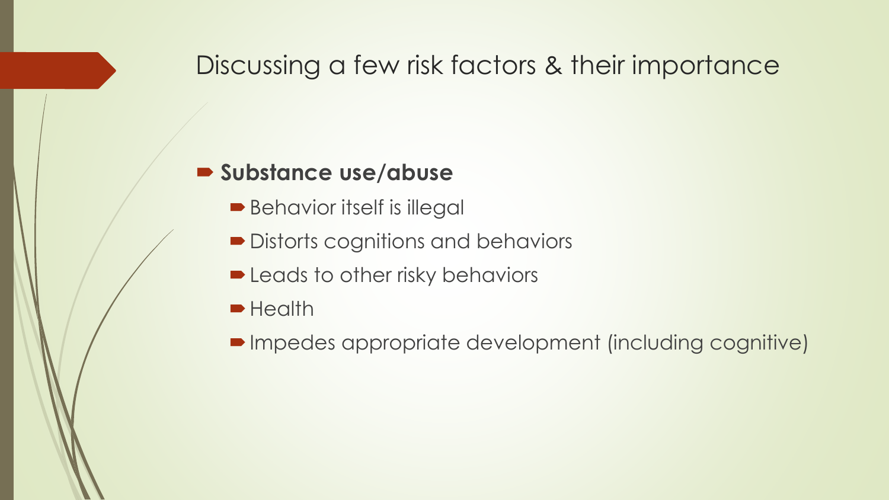# Discussing a few risk factors & their importance

- **Substance use/abuse**
  - Behavior itself is illegal
  - Distorts cognitions and behaviors
  - Leads to other risky behaviors
  - Health
  - Impedes appropriate development (including cognitive)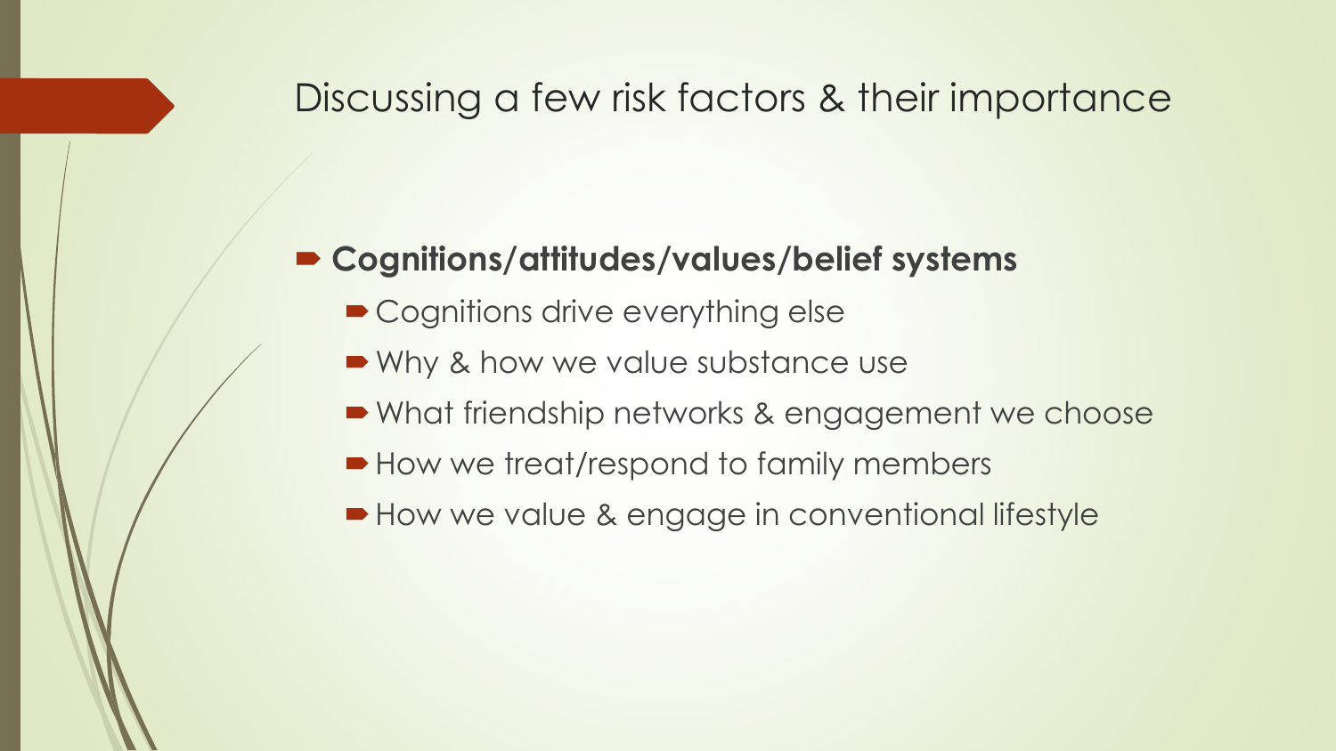# Discussing a few risk factors & their importance

- **Cognitions/attitudes/values/belief systems**
  - Cognitions drive everything else
  - Why & how we value substance use
  - What friendship networks & engagement we choose
  - How we treat/respond to family members
  - How we value & engage in conventional lifestyle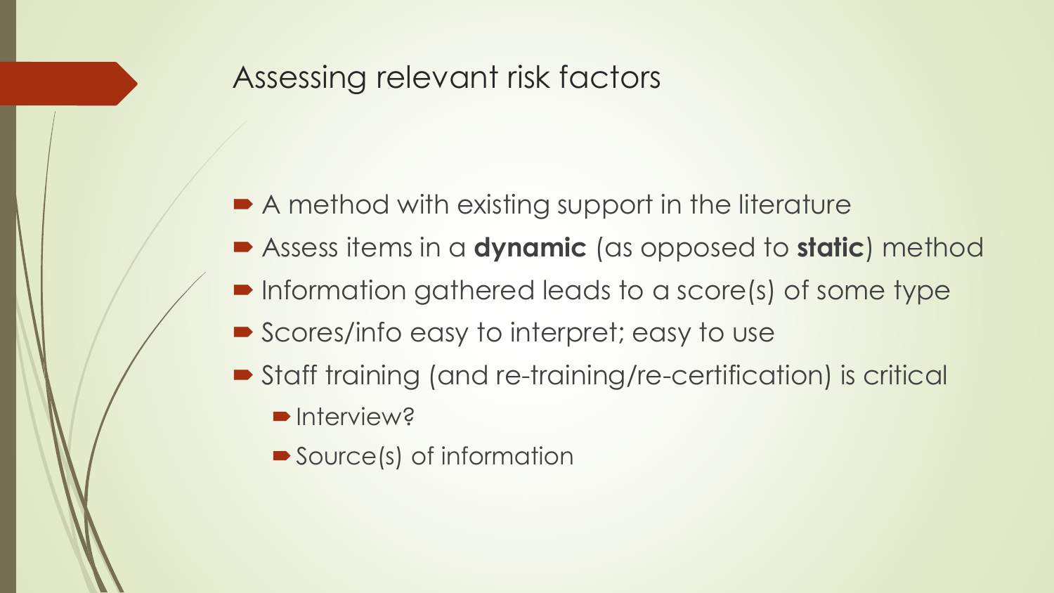# Assessing relevant risk factors

- A method with existing support in the literature
- Assess items in a **dynamic** (as opposed to **static**) method
- Information gathered leads to a score(s) of some type
- Scores/info easy to interpret; easy to use
- Staff training (and re-training/re-certification) is critical
  - Interview?
  - Source(s) of information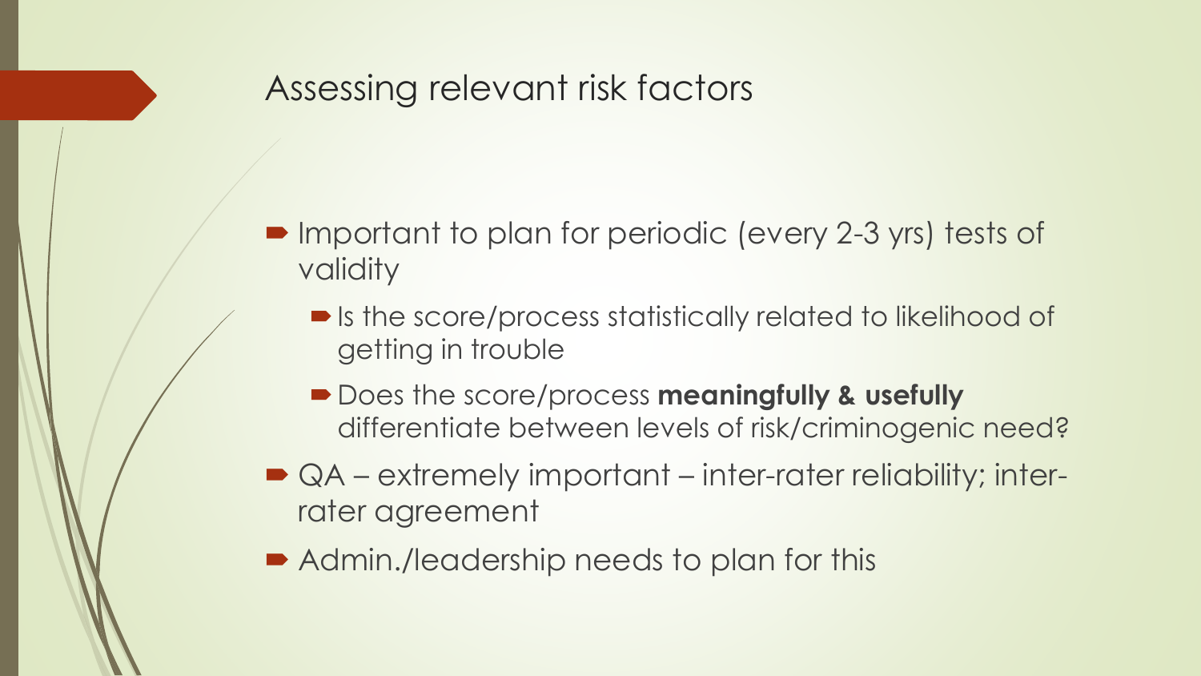# Assessing relevant risk factors

- Important to plan for periodic (every 2-3 yrs) tests of validity
  - Is the score/process statistically related to likelihood of getting in trouble
  - Does the score/process **meaningfully & usefully** differentiate between levels of risk/criminogenic need?
- QA – extremely important – inter-rater reliability; inter-rater agreement
- Admin./leadership needs to plan for this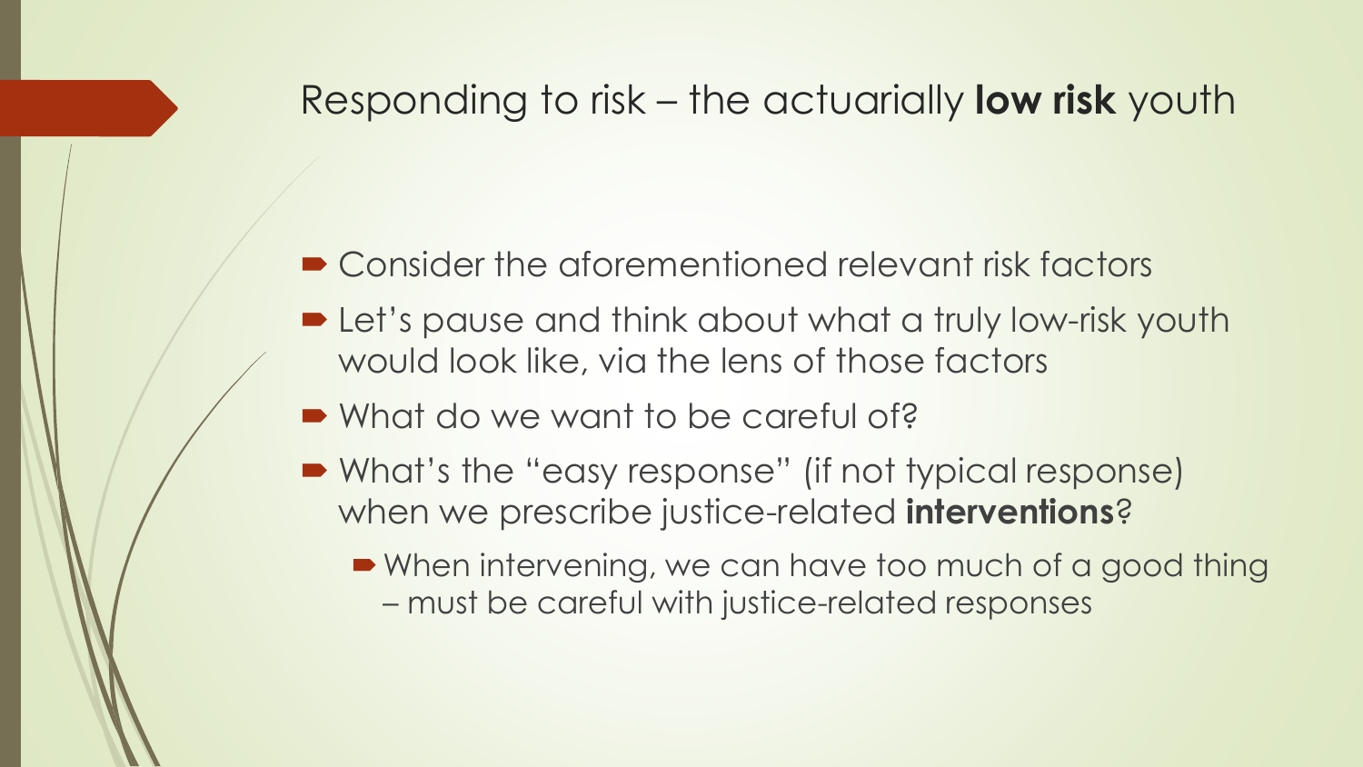# Responding to risk – the actuarially **low risk** youth

- Consider the aforementioned relevant risk factors
- Let's pause and think about what a truly low-risk youth would look like, via the lens of those factors
- What do we want to be careful of?
- What's the "easy response" (if not typical response) when we prescribe justice-related **interventions**?
  - When intervening, we can have too much of a good thing – must be careful with justice-related responses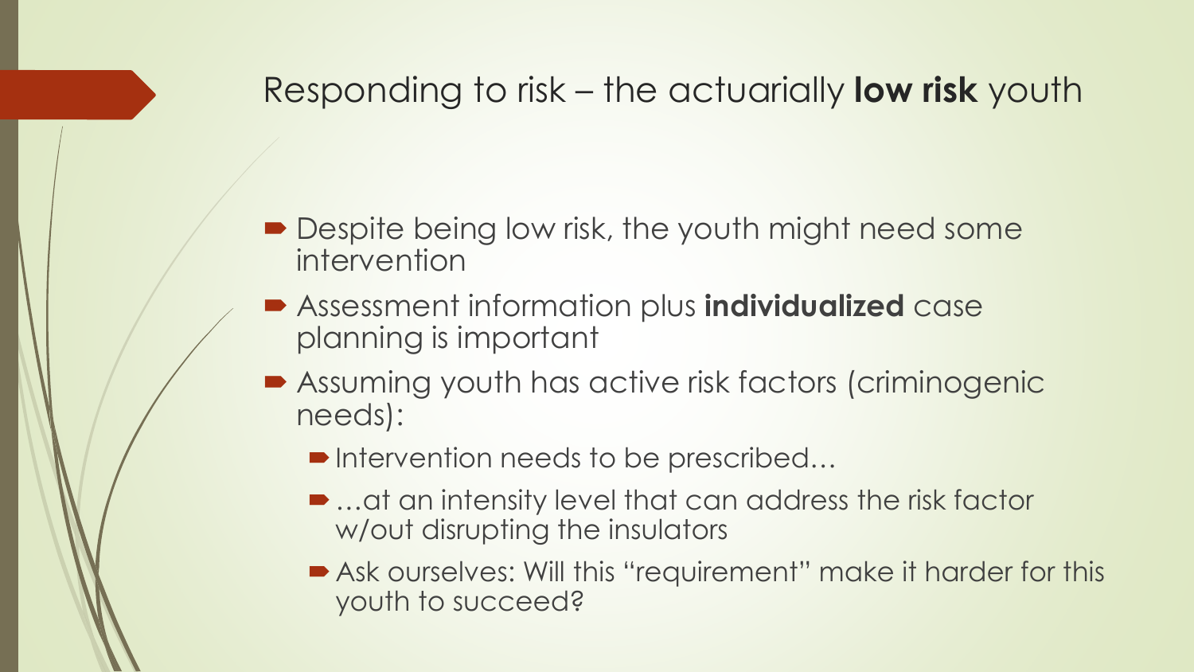## Responding to risk – the actuarially **low risk** youth

- Despite being low risk, the youth might need some intervention
- Assessment information plus **individualized** case planning is important
- Assuming youth has active risk factors (criminogenic needs):
  - Intervention needs to be prescribed…
  - …at an intensity level that can address the risk factor w/out disrupting the insulators
  - Ask ourselves: Will this "requirement" make it harder for this youth to succeed?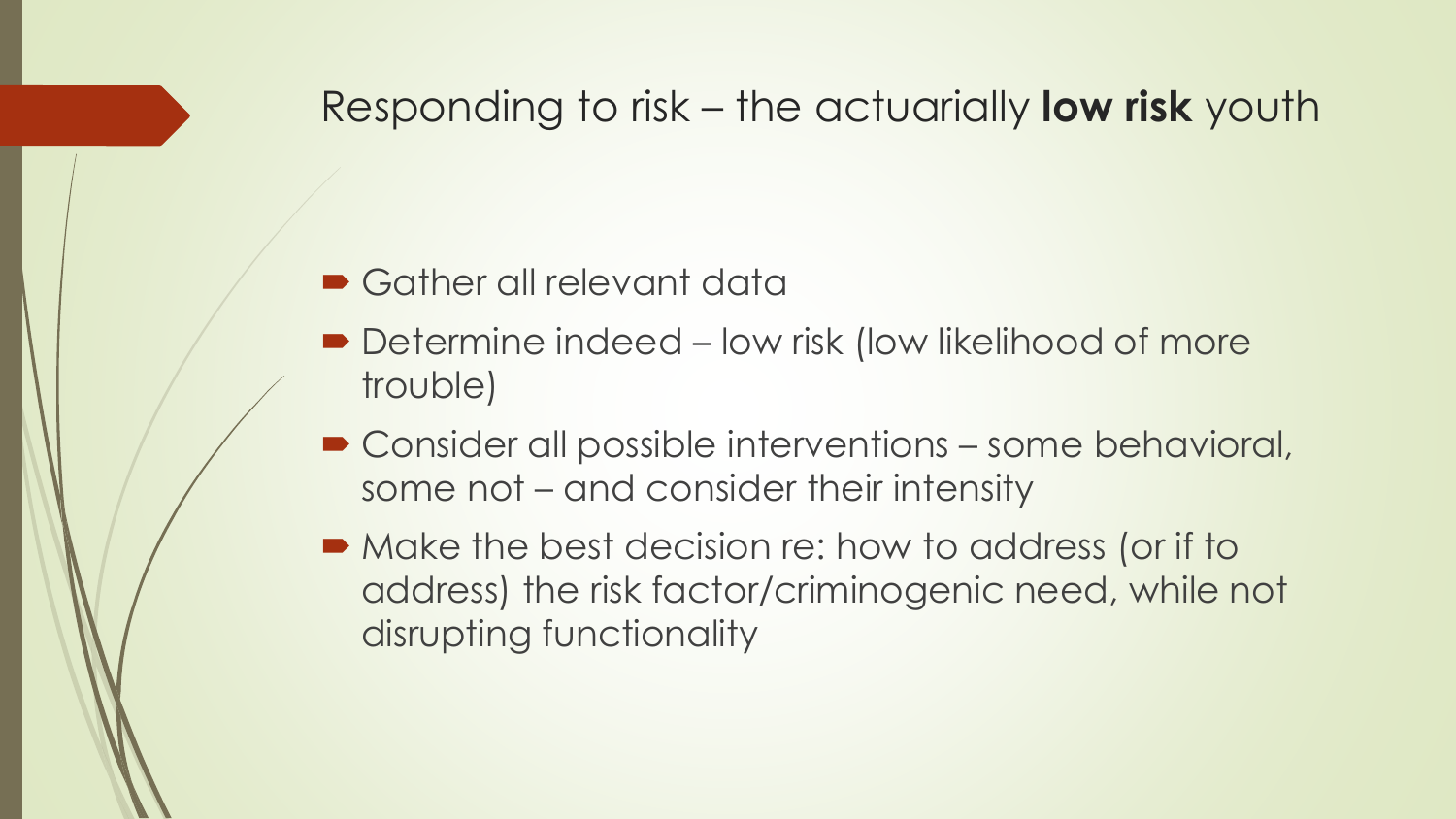# Responding to risk – the actuarially **low risk** youth

- Gather all relevant data
- Determine indeed – low risk (low likelihood of more trouble)
- Consider all possible interventions – some behavioral, some not – and consider their intensity
- Make the best decision re: how to address (or if to address) the risk factor/criminogenic need, while not disrupting functionality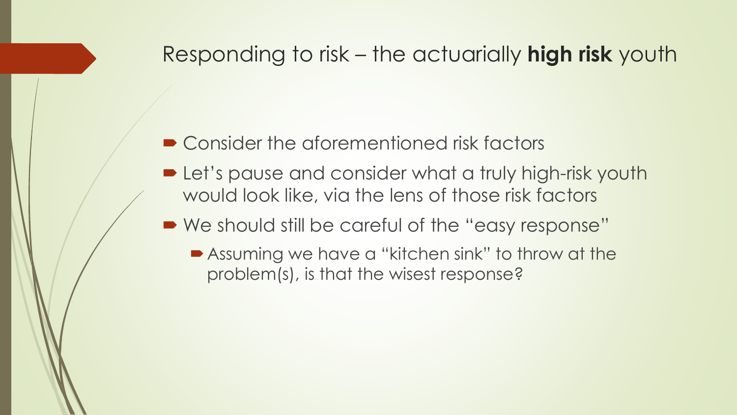# Responding to risk – the actuarially **high risk** youth

- Consider the aforementioned risk factors
- Let's pause and consider what a truly high-risk youth would look like, via the lens of those risk factors
- We should still be careful of the "easy response"
  - Assuming we have a "kitchen sink" to throw at the problem(s), is that the wisest response?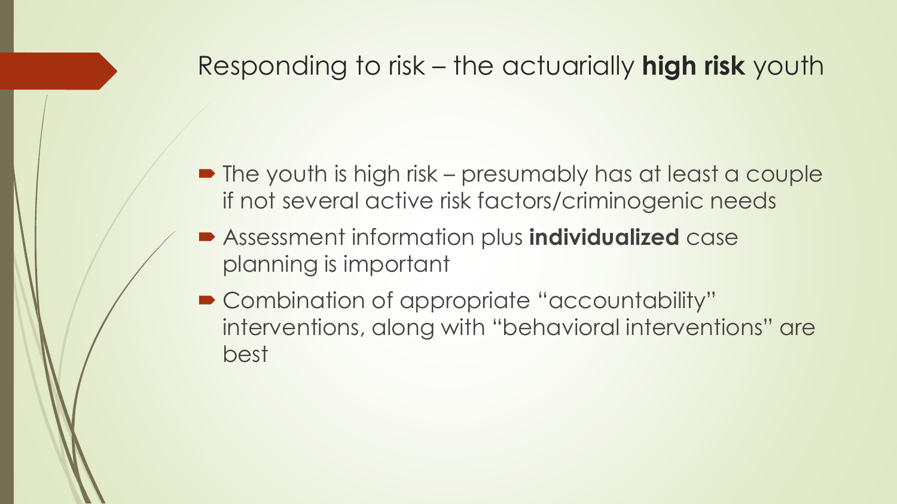## Responding to risk – the actuarially **high risk** youth

- The youth is high risk – presumably has at least a couple if not several active risk factors/criminogenic needs
- Assessment information plus **individualized** case planning is important
- Combination of appropriate "accountability" interventions, along with "behavioral interventions" are best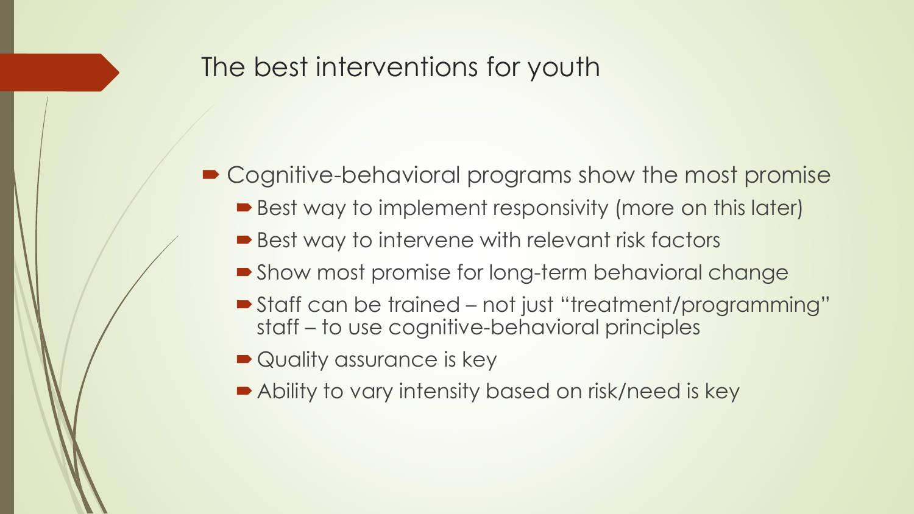# The best interventions for youth

- Cognitive-behavioral programs show the most promise
  - Best way to implement responsivity (more on this later)
  - Best way to intervene with relevant risk factors
  - Show most promise for long-term behavioral change
  - Staff can be trained – not just "treatment/programming" staff – to use cognitive-behavioral principles
  - Quality assurance is key
  - Ability to vary intensity based on risk/need is key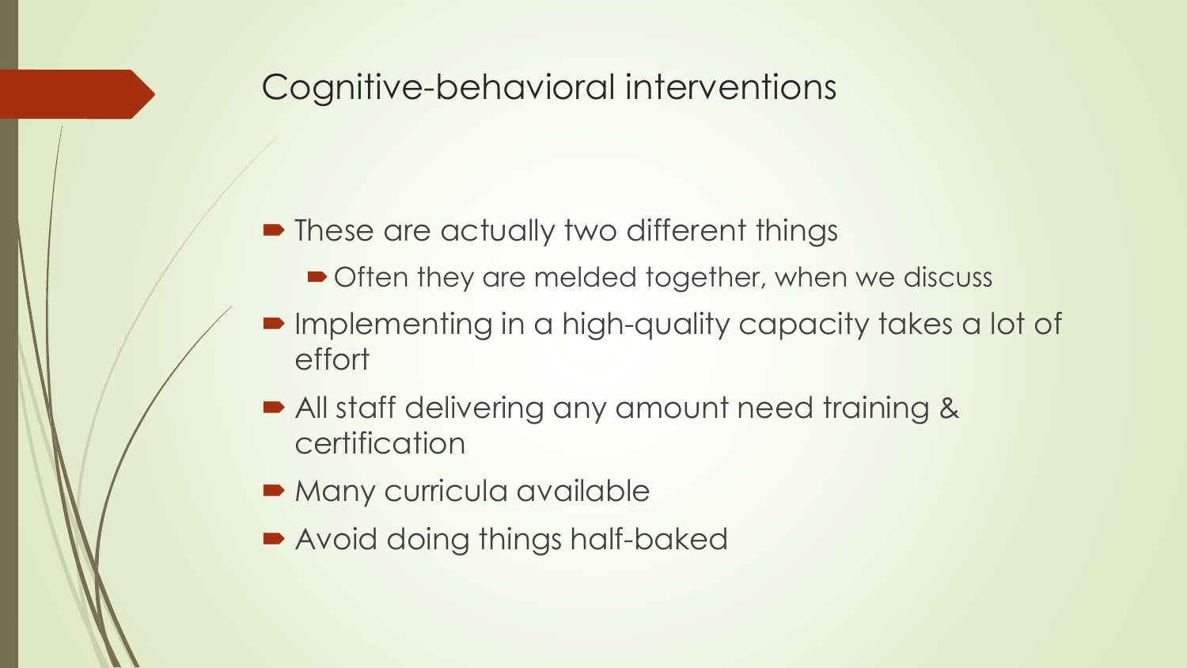# Cognitive-behavioral interventions

- These are actually two different things
  - Often they are melded together, when we discuss
- Implementing in a high-quality capacity takes a lot of effort
- All staff delivering any amount need training & certification
- Many curricula available
- Avoid doing things half-baked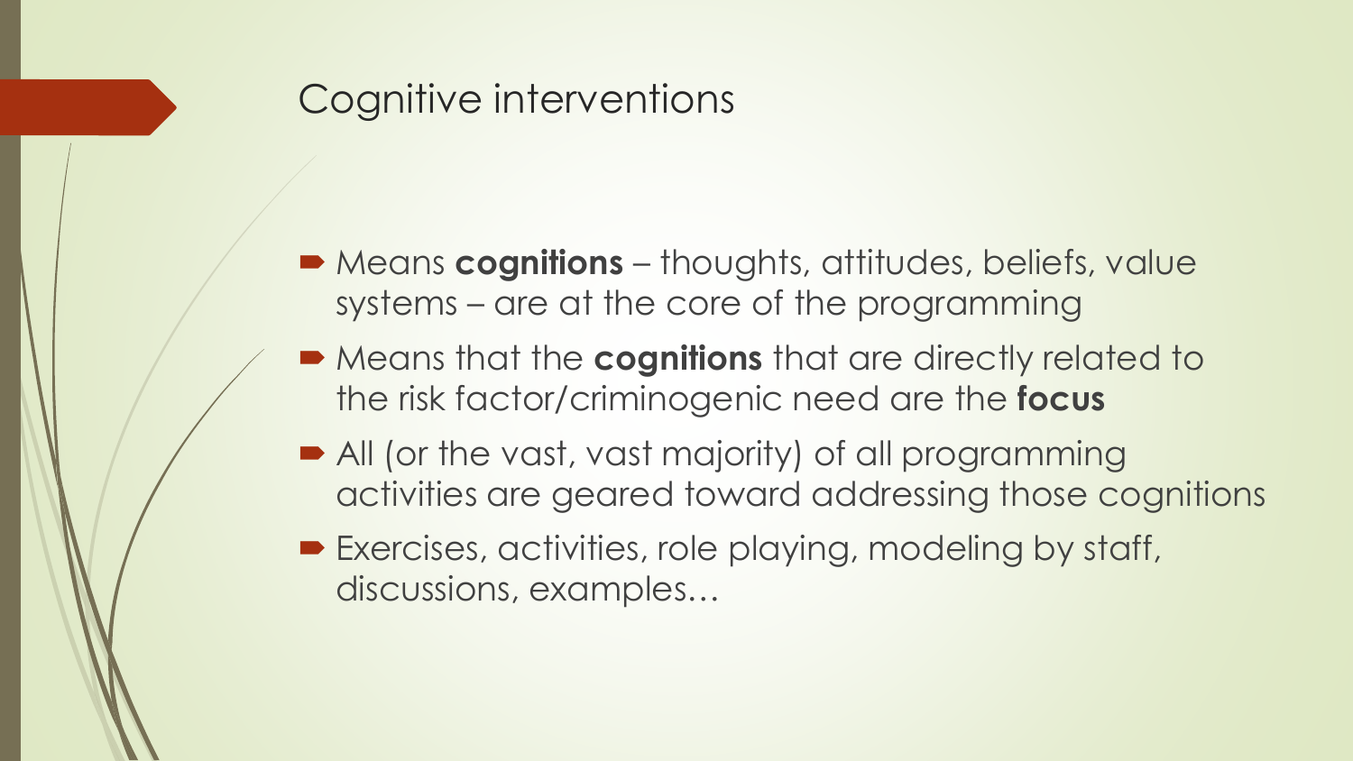# Cognitive interventions

- Means **cognitions** – thoughts, attitudes, beliefs, value systems – are at the core of the programming
- Means that the **cognitions** that are directly related to the risk factor/criminogenic need are the **focus**
- All (or the vast, vast majority) of all programming activities are geared toward addressing those cognitions
- Exercises, activities, role playing, modeling by staff, discussions, examples…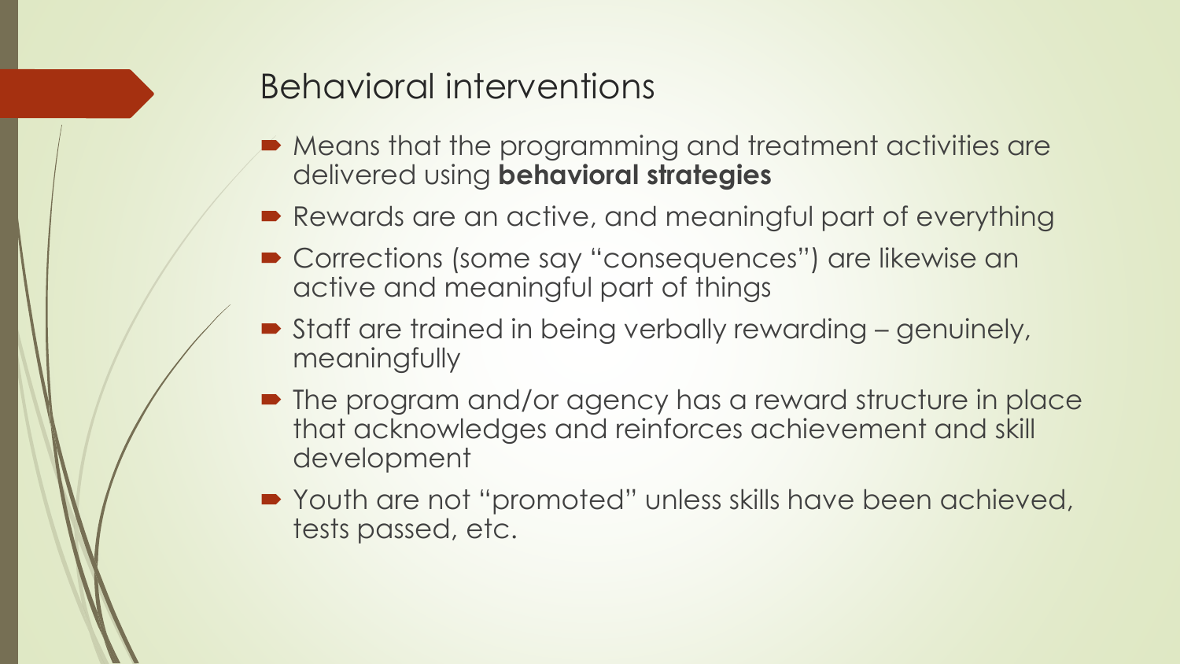## Behavioral interventions

- Means that the programming and treatment activities are delivered using **behavioral strategies**
- Rewards are an active, and meaningful part of everything
- Corrections (some say "consequences") are likewise an active and meaningful part of things
- Staff are trained in being verbally rewarding – genuinely, meaningfully
- The program and/or agency has a reward structure in place that acknowledges and reinforces achievement and skill development
- Youth are not "promoted" unless skills have been achieved, tests passed, etc.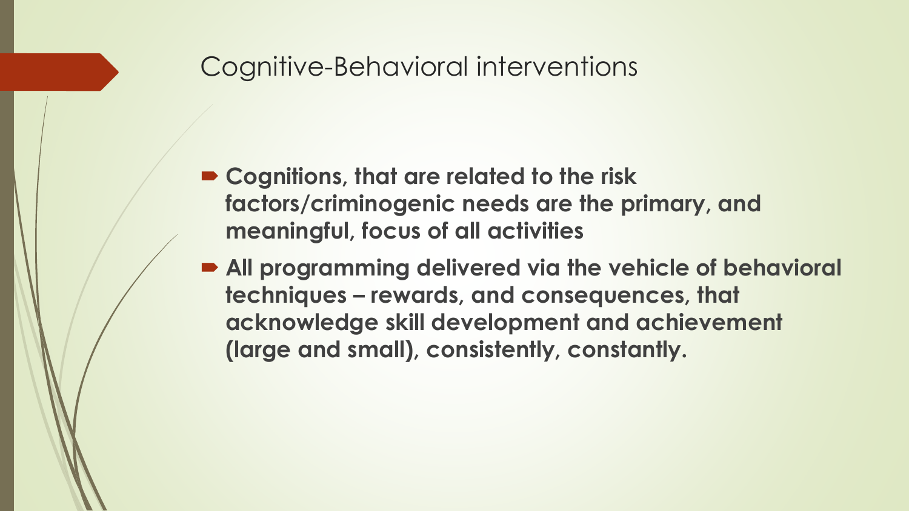# Cognitive-Behavioral interventions

- **Cognitions, that are related to the risk factors/criminogenic needs are the primary, and meaningful, focus of all activities**
- **All programming delivered via the vehicle of behavioral techniques – rewards, and consequences, that acknowledge skill development and achievement (large and small), consistently, constantly.**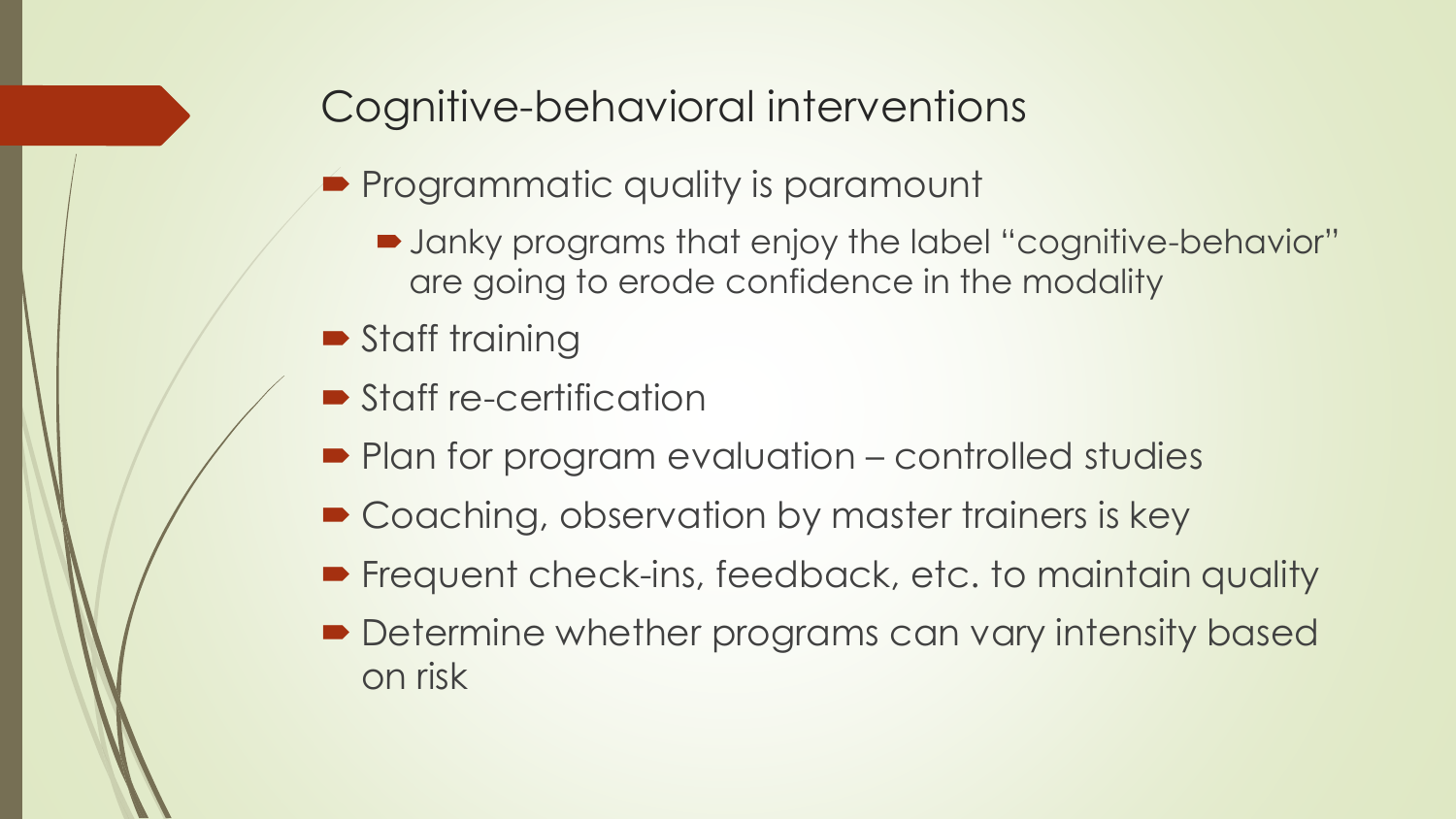## Cognitive-behavioral interventions

- Programmatic quality is paramount
  - Janky programs that enjoy the label "cognitive-behavior" are going to erode confidence in the modality
- Staff training
- Staff re-certification
- Plan for program evaluation – controlled studies
- Coaching, observation by master trainers is key
- Frequent check-ins, feedback, etc. to maintain quality
- Determine whether programs can vary intensity based on risk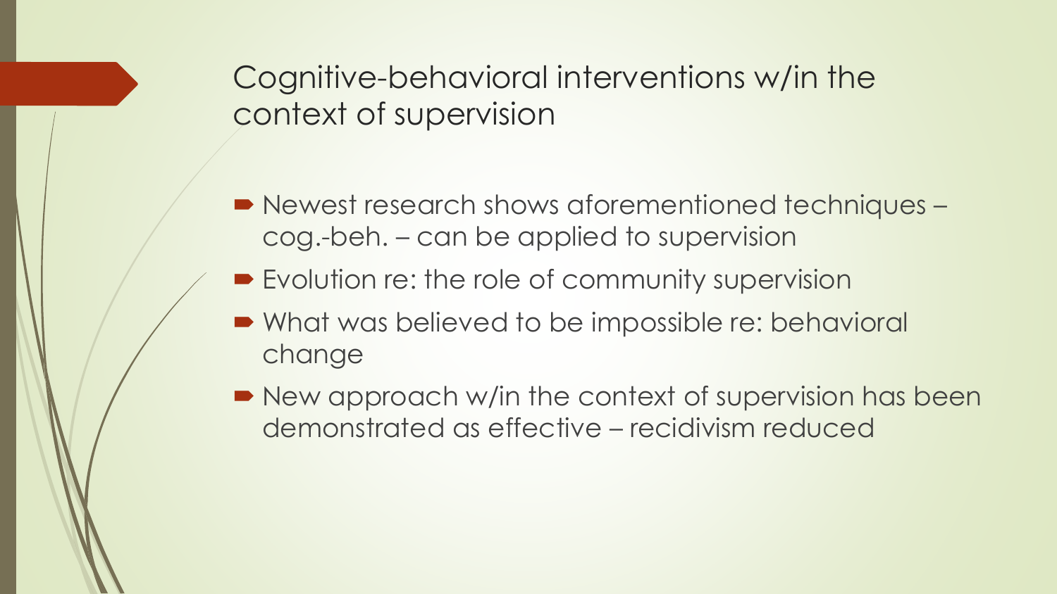# Cognitive-behavioral interventions w/in the context of supervision

- Newest research shows aforementioned techniques – cog.-beh. – can be applied to supervision
- Evolution re: the role of community supervision
- What was believed to be impossible re: behavioral change
- New approach w/in the context of supervision has been demonstrated as effective – recidivism reduced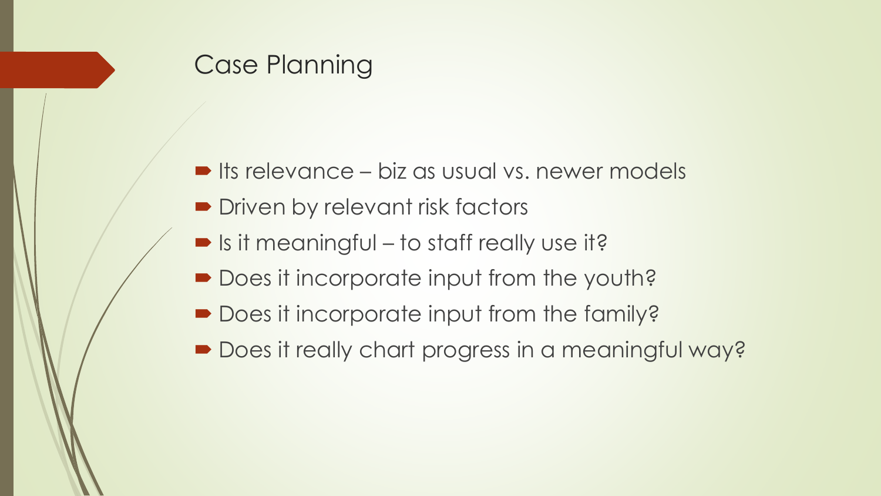# Case Planning

- Its relevance – biz as usual vs. newer models
- Driven by relevant risk factors
- Is it meaningful – to staff really use it?
- Does it incorporate input from the youth?
- Does it incorporate input from the family?
- Does it really chart progress in a meaningful way?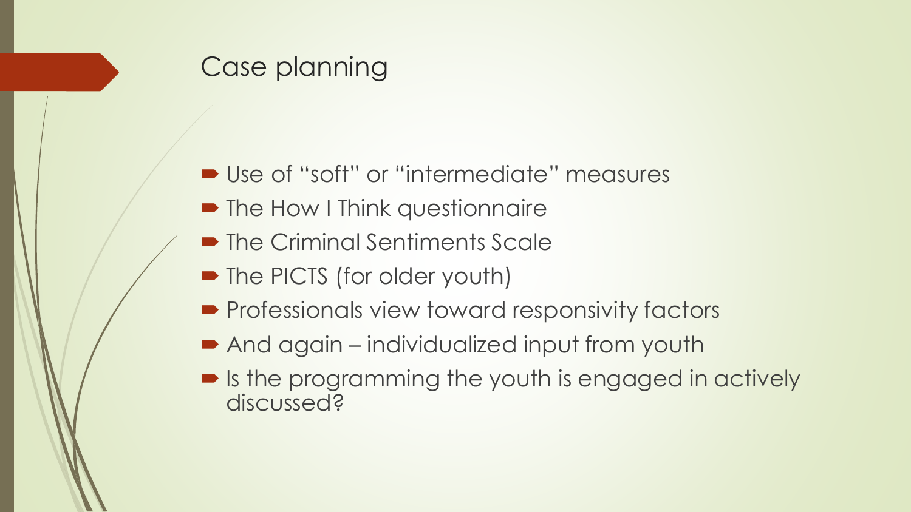# Case planning

- Use of “soft” or “intermediate” measures
- The How I Think questionnaire
- The Criminal Sentiments Scale
- The PICTS (for older youth)
- Professionals view toward responsivity factors
- And again – individualized input from youth
- Is the programming the youth is engaged in actively discussed?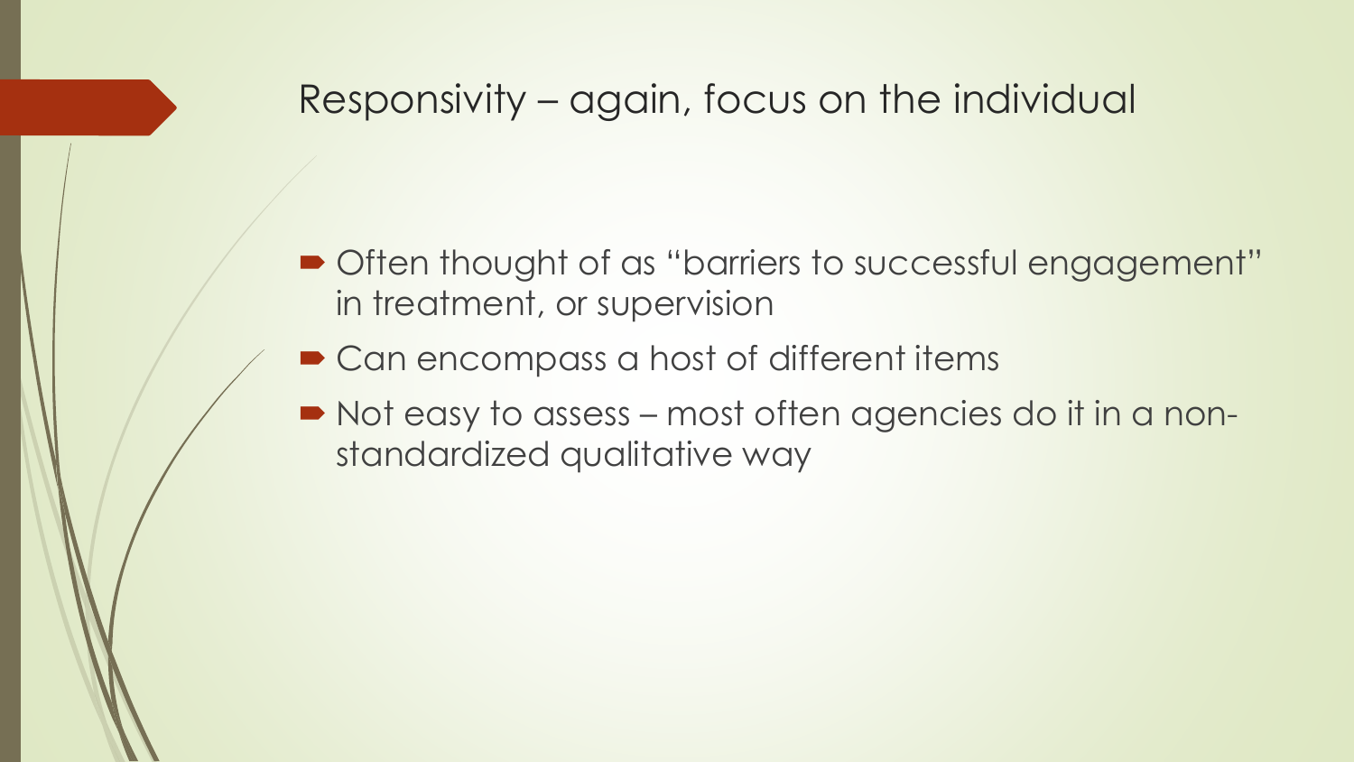# Responsivity – again, focus on the individual

- Often thought of as "barriers to successful engagement" in treatment, or supervision
- Can encompass a host of different items
- Not easy to assess – most often agencies do it in a non-standardized qualitative way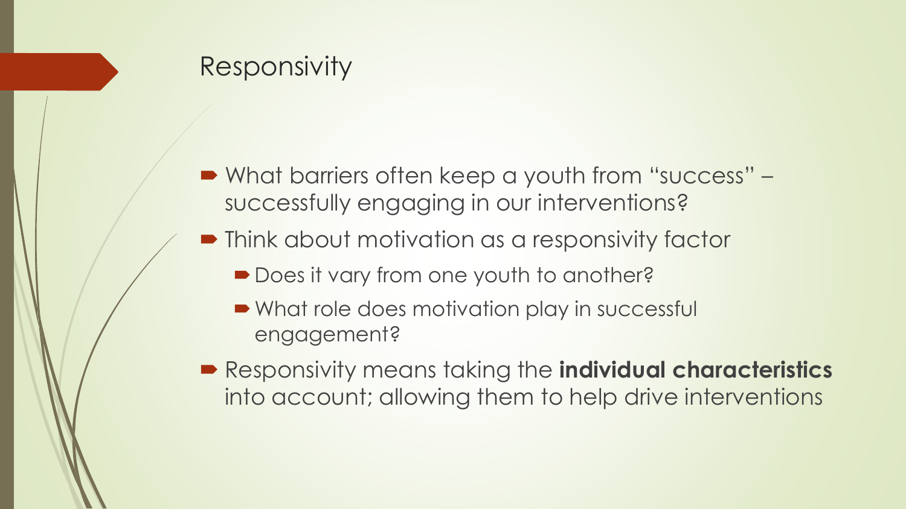# Responsivity

- What barriers often keep a youth from "success" – successfully engaging in our interventions?
- Think about motivation as a responsivity factor
  - Does it vary from one youth to another?
  - What role does motivation play in successful engagement?
- Responsivity means taking the **individual characteristics** into account; allowing them to help drive interventions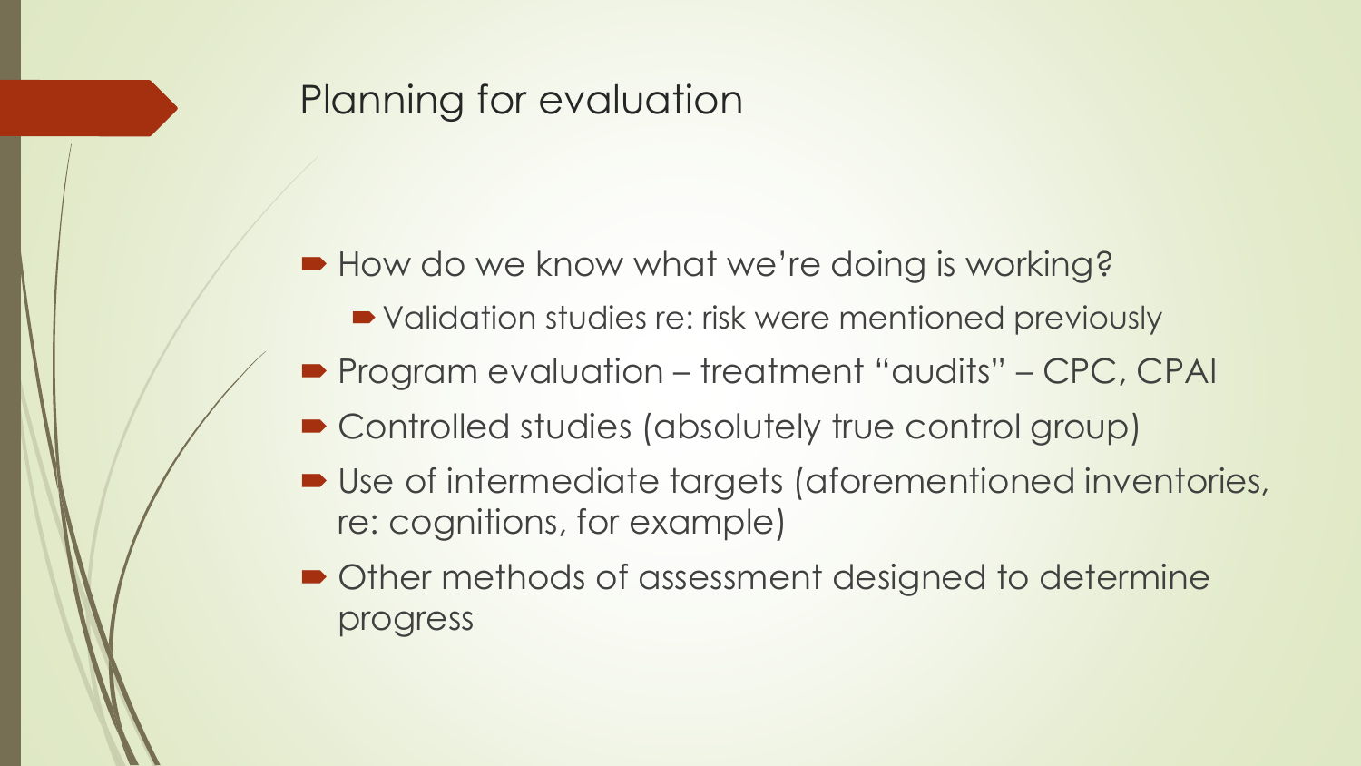# Planning for evaluation

- How do we know what we're doing is working?
  - Validation studies re: risk were mentioned previously
- Program evaluation – treatment "audits" – CPC, CPAI
- Controlled studies (absolutely true control group)
- Use of intermediate targets (aforementioned inventories, re: cognitions, for example)
- Other methods of assessment designed to determine progress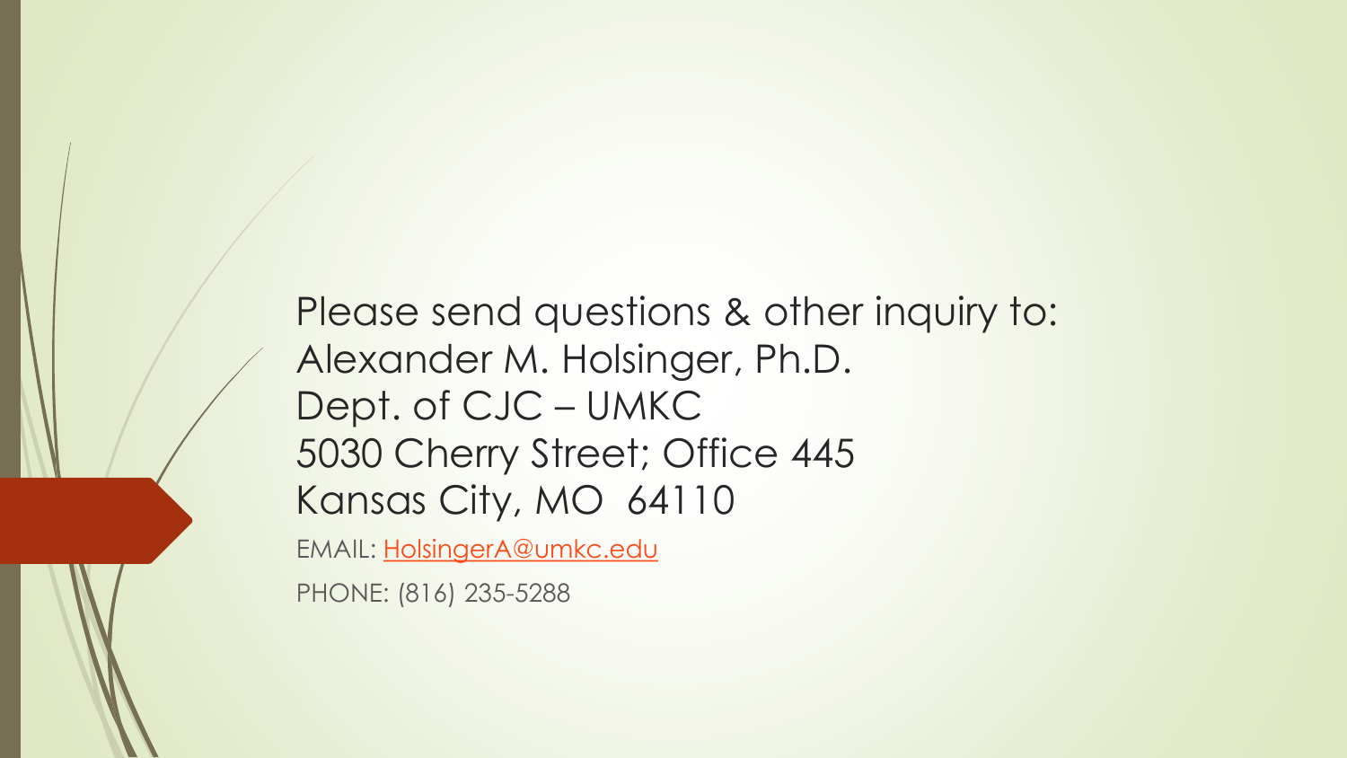Please send questions & other inquiry to:
Alexander M. Holsinger, Ph.D.
Dept. of CJC – UMKC
5030 Cherry Street; Office 445
Kansas City, MO  64110

EMAIL: HolsingerA@umkc.edu

PHONE: (816) 235-5288